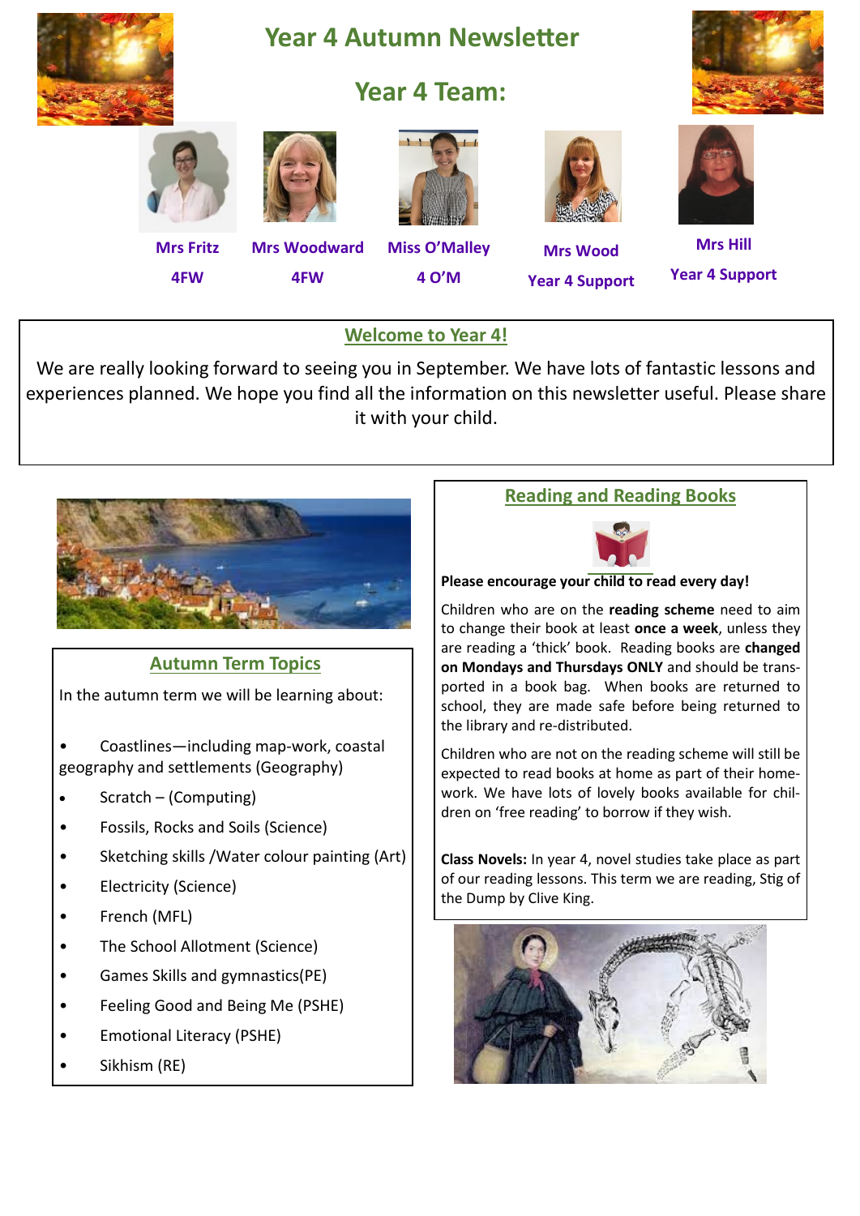# Year 4 Autumn Newsletter

## Year 4 Team:

| Mrs Fritz | Mrs Woodward | Miss O'Malley | Mrs Wood | Mrs Hill |
|---|---|---|---|---|
| 4FW | 4FW | 4 O'M | Year 4 Support | Year 4 Support |

## Welcome to Year 4!

We are really looking forward to seeing you in September. We have lots of fantastic lessons and experiences planned. We hope you find all the information on this newsletter useful. Please share it with your child.

## Autumn Term Topics

In the autumn term we will be learning about:

- Coastlines—including map-work, coastal geography and settlements (Geography)
- Scratch – (Computing)
- Fossils, Rocks and Soils (Science)
- Sketching skills /Water colour painting (Art)
- Electricity (Science)
- French (MFL)
- The School Allotment (Science)
- Games Skills and gymnastics(PE)
- Feeling Good and Being Me (PSHE)
- Emotional Literacy (PSHE)
- Sikhism (RE)

## Reading and Reading Books

**Please encourage your child to read every day!**

Children who are on the **reading scheme** need to aim to change their book at least **once a week**, unless they are reading a 'thick' book. Reading books are **changed on Mondays and Thursdays ONLY** and should be transported in a book bag. When books are returned to school, they are made safe before being returned to the library and re-distributed.

Children who are not on the reading scheme will still be expected to read books at home as part of their homework. We have lots of lovely books available for children on 'free reading' to borrow if they wish.

**Class Novels:** In year 4, novel studies take place as part of our reading lessons. This term we are reading, Stig of the Dump by Clive King.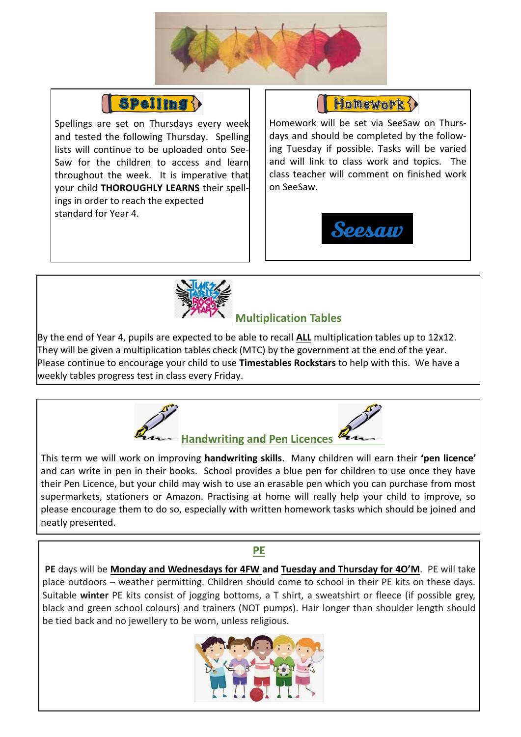## Spelling

Spellings are set on Thursdays every week and tested the following Thursday. Spelling lists will continue to be uploaded onto See-Saw for the children to access and learn throughout the week. It is imperative that your child **THOROUGHLY LEARNS** their spellings in order to reach the expected standard for Year 4.

## Homework

Homework will be set via SeeSaw on Thursdays and should be completed by the following Tuesday if possible. Tasks will be varied and will link to class work and topics. The class teacher will comment on finished work on SeeSaw.

## Multiplication Tables

By the end of Year 4, pupils are expected to be able to recall **ALL** multiplication tables up to 12x12. They will be given a multiplication tables check (MTC) by the government at the end of the year. Please continue to encourage your child to use **Timestables Rockstars** to help with this. We have a weekly tables progress test in class every Friday.

## Handwriting and Pen Licences

This term we will work on improving **handwriting skills**. Many children will earn their **'pen licence'** and can write in pen in their books. School provides a blue pen for children to use once they have their Pen Licence, but your child may wish to use an erasable pen which you can purchase from most supermarkets, stationers or Amazon. Practising at home will really help your child to improve, so please encourage them to do so, especially with written homework tasks which should be joined and neatly presented.

## PE

**PE** days will be **Monday and Wednesdays for 4FW and Tuesday and Thursday for 4O'M**. PE will take place outdoors – weather permitting. Children should come to school in their PE kits on these days. Suitable **winter** PE kits consist of jogging bottoms, a T shirt, a sweatshirt or fleece (if possible grey, black and green school colours) and trainers (NOT pumps). Hair longer than shoulder length should be tied back and no jewellery to be worn, unless religious.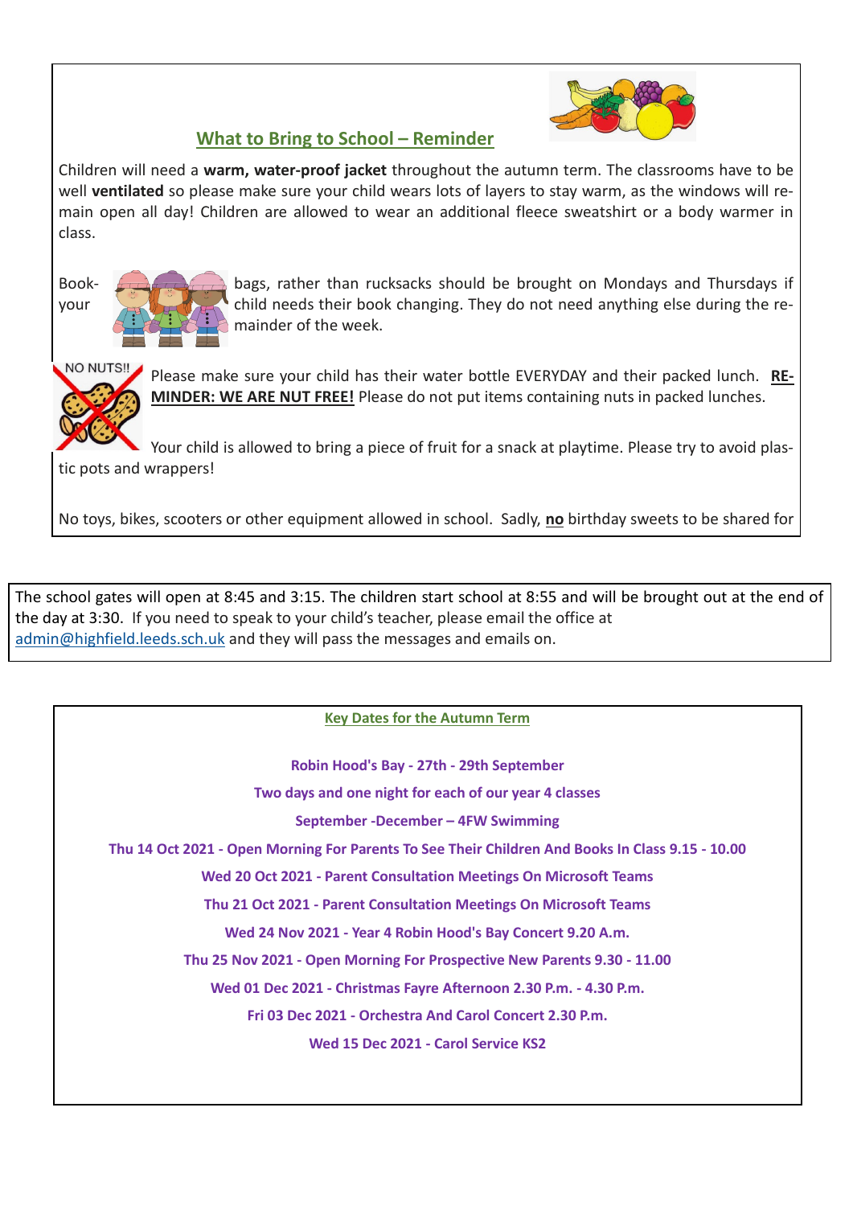## What to Bring to School – Reminder

Children will need a **warm, water-proof jacket** throughout the autumn term. The classrooms have to be well **ventilated** so please make sure your child wears lots of layers to stay warm, as the windows will remain open all day! Children are allowed to wear an additional fleece sweatshirt or a body warmer in class.

Book-bags, rather than rucksacks should be brought on Mondays and Thursdays if your child needs their book changing. They do not need anything else during the remainder of the week.

Please make sure your child has their water bottle EVERYDAY and their packed lunch. **REMINDER: WE ARE NUT FREE!** Please do not put items containing nuts in packed lunches.

Your child is allowed to bring a piece of fruit for a snack at playtime. Please try to avoid plastic pots and wrappers!

No toys, bikes, scooters or other equipment allowed in school. Sadly, **no** birthday sweets to be shared for

The school gates will open at 8:45 and 3:15. The children start school at 8:55 and will be brought out at the end of the day at 3:30. If you need to speak to your child's teacher, please email the office at admin@highfield.leeds.sch.uk and they will pass the messages and emails on.

## Key Dates for the Autumn Term

**Robin Hood's Bay - 27th - 29th September**

**Two days and one night for each of our year 4 classes**

**September -December – 4FW Swimming**

**Thu 14 Oct 2021 - Open Morning For Parents To See Their Children And Books In Class 9.15 - 10.00**

**Wed 20 Oct 2021 - Parent Consultation Meetings On Microsoft Teams**

**Thu 21 Oct 2021 - Parent Consultation Meetings On Microsoft Teams**

**Wed 24 Nov 2021 - Year 4 Robin Hood's Bay Concert 9.20 A.m.**

**Thu 25 Nov 2021 - Open Morning For Prospective New Parents 9.30 - 11.00**

**Wed 01 Dec 2021 - Christmas Fayre Afternoon 2.30 P.m. - 4.30 P.m.**

**Fri 03 Dec 2021 - Orchestra And Carol Concert 2.30 P.m.**

**Wed 15 Dec 2021 - Carol Service KS2**